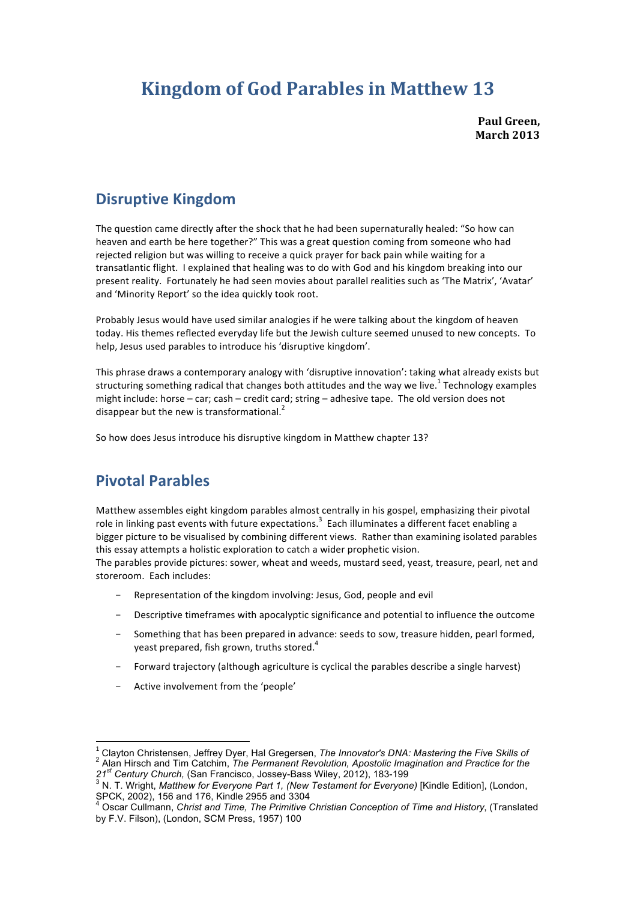# Kingdom of God Parables in Matthew 13

**Paul Green,**
**March 2013**

## Disruptive Kingdom

The question came directly after the shock that he had been supernaturally healed: "So how can heaven and earth be here together?" This was a great question coming from someone who had rejected religion but was willing to receive a quick prayer for back pain while waiting for a transatlantic flight. I explained that healing was to do with God and his kingdom breaking into our present reality. Fortunately he had seen movies about parallel realities such as 'The Matrix', 'Avatar' and 'Minority Report' so the idea quickly took root.

Probably Jesus would have used similar analogies if he were talking about the kingdom of heaven today. His themes reflected everyday life but the Jewish culture seemed unused to new concepts. To help, Jesus used parables to introduce his 'disruptive kingdom'.

This phrase draws a contemporary analogy with 'disruptive innovation': taking what already exists but structuring something radical that changes both attitudes and the way we live.[1] Technology examples might include: horse – car; cash – credit card; string – adhesive tape. The old version does not disappear but the new is transformational.[2]

So how does Jesus introduce his disruptive kingdom in Matthew chapter 13?

## Pivotal Parables

Matthew assembles eight kingdom parables almost centrally in his gospel, emphasizing their pivotal role in linking past events with future expectations.[3] Each illuminates a different facet enabling a bigger picture to be visualised by combining different views. Rather than examining isolated parables this essay attempts a holistic exploration to catch a wider prophetic vision.
The parables provide pictures: sower, wheat and weeds, mustard seed, yeast, treasure, pearl, net and storeroom. Each includes:

- Representation of the kingdom involving: Jesus, God, people and evil
- Descriptive timeframes with apocalyptic significance and potential to influence the outcome
- Something that has been prepared in advance: seeds to sow, treasure hidden, pearl formed, yeast prepared, fish grown, truths stored.[4]
- Forward trajectory (although agriculture is cyclical the parables describe a single harvest)
- Active involvement from the 'people'

---

[1] Clayton Christensen, Jeffrey Dyer, Hal Gregersen, *The Innovator's DNA: Mastering the Five Skills of*
[2] Alan Hirsch and Tim Catchim, *The Permanent Revolution, Apostolic Imagination and Practice for the 21st Century Church,* (San Francisco, Jossey-Bass Wiley, 2012), 183-199
[3] N. T. Wright, *Matthew for Everyone Part 1, (New Testament for Everyone)* [Kindle Edition], (London, SPCK, 2002), 156 and 176, Kindle 2955 and 3304
[4] Oscar Cullmann, *Christ and Time, The Primitive Christian Conception of Time and History*, (Translated by F.V. Filson), (London, SCM Press, 1957) 100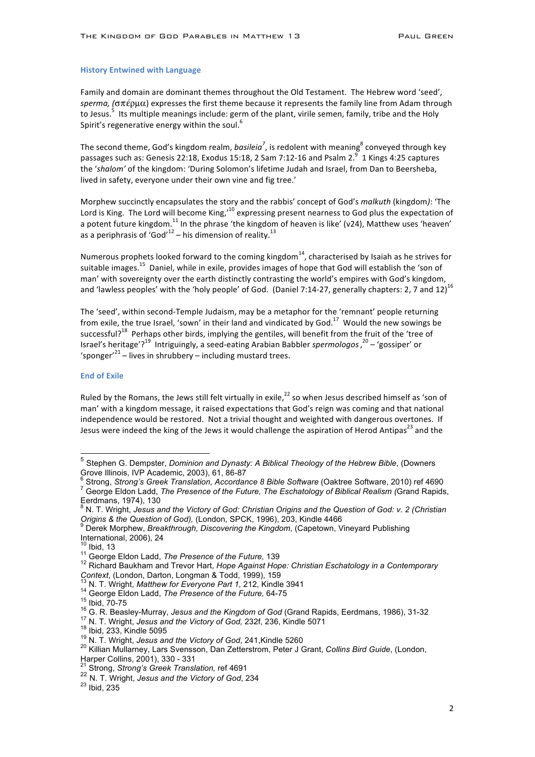## History Entwined with Language

Family and domain are dominant themes throughout the Old Testament. The Hebrew word 'seed', *sperma, (σπέρμα)* expresses the first theme because it represents the family line from Adam through to Jesus.[5] Its multiple meanings include: germ of the plant, virile semen, family, tribe and the Holy Spirit's regenerative energy within the soul.[6]

The second theme, God's kingdom realm, *basileia*[7], is redolent with meaning[8] conveyed through key passages such as: Genesis 22:18, Exodus 15:18, 2 Sam 7:12-16 and Psalm 2.[9] 1 Kings 4:25 captures the '*shalom'* of the kingdom: 'During Solomon's lifetime Judah and Israel, from Dan to Beersheba, lived in safety, everyone under their own vine and fig tree.'

Morphew succinctly encapsulates the story and the rabbis' concept of God's *malkuth* (kingdom*)*: 'The Lord is King. The Lord will become King,'[10] expressing present nearness to God plus the expectation of a potent future kingdom.[11] In the phrase 'the kingdom of heaven is like' (v24), Matthew uses 'heaven' as a periphrasis of 'God'[12] – his dimension of reality.[13]

Numerous prophets looked forward to the coming kingdom[14], characterised by Isaiah as he strives for suitable images.[15] Daniel, while in exile, provides images of hope that God will establish the 'son of man' with sovereignty over the earth distinctly contrasting the world's empires with God's kingdom, and 'lawless peoples' with the 'holy people' of God. (Daniel 7:14-27, generally chapters: 2, 7 and 12)[16]

The 'seed', within second-Temple Judaism, may be a metaphor for the 'remnant' people returning from exile, the true Israel, 'sown' in their land and vindicated by God.[17] Would the new sowings be successful?[18] Perhaps other birds, implying the gentiles, will benefit from the fruit of the 'tree of Israel's heritage'?[19] Intriguingly, a seed-eating Arabian Babbler *spermologos* ,[20] – 'gossiper' or 'sponger'[21] – lives in shrubbery – including mustard trees.

## End of Exile

Ruled by the Romans, the Jews still felt virtually in exile,[22] so when Jesus described himself as 'son of man' with a kingdom message, it raised expectations that God's reign was coming and that national independence would be restored. Not a trivial thought and weighted with dangerous overtones. If Jesus were indeed the king of the Jews it would challenge the aspiration of Herod Antipas[23] and the

---

[5] Stephen G. Dempster, *Dominion and Dynasty: A Biblical Theology of the Hebrew Bible*, (Downers Grove Illinois, IVP Academic, 2003), 61, 86-87

[6] Strong, *Strong's Greek Translation, Accordance 8 Bible Software* (Oaktree Software, 2010) ref 4690

[7] George Eldon Ladd, *The Presence of the Future, The Eschatology of Biblical Realism (*Grand Rapids, Eerdmans, 1974), 130

[8] N. T. Wright, *Jesus and the Victory of God: Christian Origins and the Question of God: v. 2 (Christian Origins & the Question of God),* (London, SPCK, 1996), 203, Kindle 4466

[9] Derek Morphew, *Breakthrough, Discovering the Kingdom*, (Capetown, Vineyard Publishing International, 2006), 24

[10] Ibid, 13

[11] George Eldon Ladd, *The Presence of the Future,* 139

[12] Richard Baukham and Trevor Hart, *Hope Against Hope: Christian Eschatology in a Contemporary Context*, (London, Darton, Longman & Todd, 1999), 159

[13] N. T. Wright, *Matthew for Everyone Part 1,* 212, Kindle 3941

[14] George Eldon Ladd, *The Presence of the Future,* 64-75

[15] Ibid, 70-75

[16] G. R. Beasley-Murray, *Jesus and the Kingdom of God* (Grand Rapids, Eerdmans, 1986), 31-32

[17] N. T. Wright, *Jesus and the Victory of God,* 232f, 236, Kindle 5071

[18] Ibid, 233, Kindle 5095

[19] N. T. Wright, *Jesus and the Victory of God*, 241,Kindle 5260

[20] Killian Mullarney, Lars Svensson, Dan Zetterstrom, Peter J Grant, *Collins Bird Guide*, (London, Harper Collins, 2001), 330 - 331

[21] Strong, *Strong's Greek Translation,* ref 4691

[22] N. T. Wright, *Jesus and the Victory of God*, 234

[23] Ibid, 235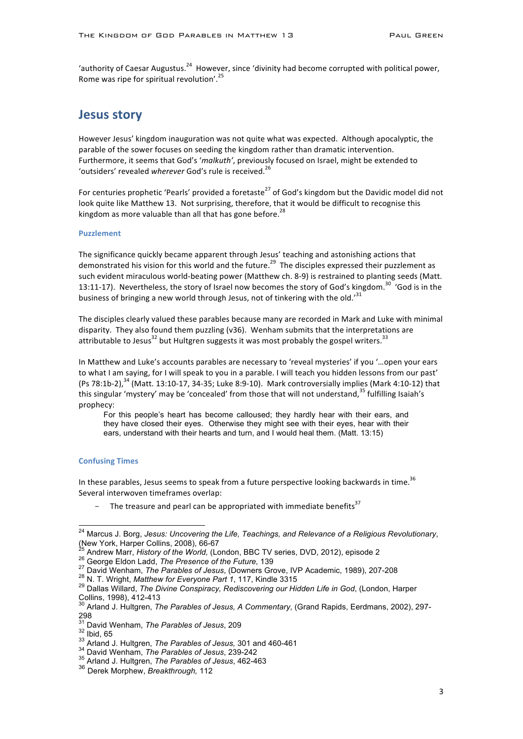'authority of Caesar Augustus.[24] However, since 'divinity had become corrupted with political power, Rome was ripe for spiritual revolution'.[25]

## Jesus story

However Jesus' kingdom inauguration was not quite what was expected. Although apocalyptic, the parable of the sower focuses on seeding the kingdom rather than dramatic intervention. Furthermore, it seems that God's '*malkuth'*, previously focused on Israel, might be extended to 'outsiders' revealed *wherever* God's rule is received.[26]

For centuries prophetic 'Pearls' provided a foretaste[27] of God's kingdom but the Davidic model did not look quite like Matthew 13. Not surprising, therefore, that it would be difficult to recognise this kingdom as more valuable than all that has gone before.[28]

### Puzzlement

The significance quickly became apparent through Jesus' teaching and astonishing actions that demonstrated his vision for this world and the future.[29] The disciples expressed their puzzlement as such evident miraculous world-beating power (Matthew ch. 8-9) is restrained to planting seeds (Matt. 13:11-17). Nevertheless, the story of Israel now becomes the story of God's kingdom.[30] 'God is in the business of bringing a new world through Jesus, not of tinkering with the old.'[31]

The disciples clearly valued these parables because many are recorded in Mark and Luke with minimal disparity. They also found them puzzling (v36). Wenham submits that the interpretations are attributable to Jesus[32] but Hultgren suggests it was most probably the gospel writers.[33]

In Matthew and Luke's accounts parables are necessary to 'reveal mysteries' if you '…open your ears to what I am saying, for I will speak to you in a parable. I will teach you hidden lessons from our past' (Ps 78:1b-2),[34] (Matt. 13:10-17, 34-35; Luke 8:9-10). Mark controversially implies (Mark 4:10-12) that this singular 'mystery' may be 'concealed' from those that will not understand,[35] fulfilling Isaiah's prophecy:

> For this people's heart has become calloused; they hardly hear with their ears, and they have closed their eyes. Otherwise they might see with their eyes, hear with their ears, understand with their hearts and turn, and I would heal them. (Matt. 13:15)

### Confusing Times

In these parables, Jesus seems to speak from a future perspective looking backwards in time.[36] Several interwoven timeframes overlap:

- The treasure and pearl can be appropriated with immediate benefits[37]

---

[24] Marcus J. Borg, *Jesus: Uncovering the Life, Teachings, and Relevance of a Religious Revolutionary*, (New York, Harper Collins, 2008), 66-67

[25] Andrew Marr, *History of the World,* (London, BBC TV series, DVD, 2012), episode 2

[26] George Eldon Ladd, *The Presence of the Future,* 139

[27] David Wenham, *The Parables of Jesus*, (Downers Grove, IVP Academic, 1989), 207-208

[28] N. T. Wright, *Matthew for Everyone Part 1*, 117, Kindle 3315

[29] Dallas Willard, *The Divine Conspiracy, Rediscovering our Hidden Life in God*, (London, Harper Collins, 1998), 412-413

[30] Arland J. Hultgren, *The Parables of Jesus, A Commentary*, (Grand Rapids, Eerdmans, 2002), 297-298

[31] David Wenham, *The Parables of Jesus*, 209

[32] Ibid, 65

[33] Arland J. Hultgren, *The Parables of Jesus,* 301 and 460-461

[34] David Wenham, *The Parables of Jesus*, 239-242

[35] Arland J. Hultgren, *The Parables of Jesus*, 462-463

[36] Derek Morphew, *Breakthrough,* 112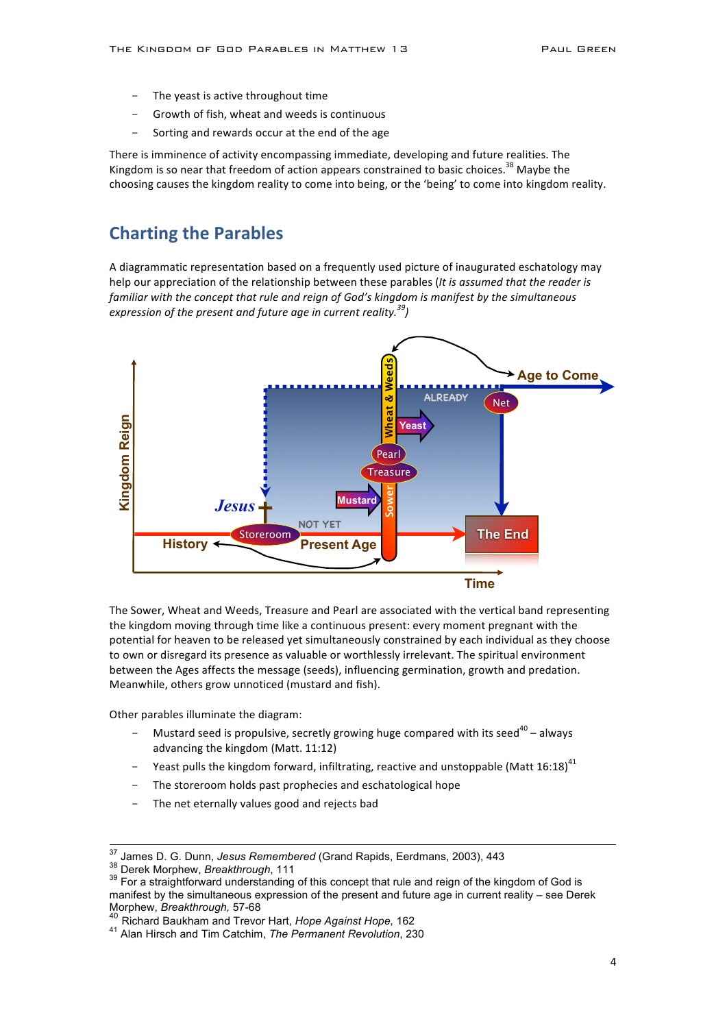- The yeast is active throughout time
- Growth of fish, wheat and weeds is continuous
- Sorting and rewards occur at the end of the age

There is imminence of activity encompassing immediate, developing and future realities. The Kingdom is so near that freedom of action appears constrained to basic choices.[38] Maybe the choosing causes the kingdom reality to come into being, or the 'being' to come into kingdom reality.

## Charting the Parables

A diagrammatic representation based on a frequently used picture of inaugurated eschatology may help our appreciation of the relationship between these parables (*It is assumed that the reader is familiar with the concept that rule and reign of God's kingdom is manifest by the simultaneous expression of the present and future age in current reality.*[39])

The Sower, Wheat and Weeds, Treasure and Pearl are associated with the vertical band representing the kingdom moving through time like a continuous present: every moment pregnant with the potential for heaven to be released yet simultaneously constrained by each individual as they choose to own or disregard its presence as valuable or worthlessly irrelevant. The spiritual environment between the Ages affects the message (seeds), influencing germination, growth and predation. Meanwhile, others grow unnoticed (mustard and fish).

Other parables illuminate the diagram:

- Mustard seed is propulsive, secretly growing huge compared with its seed[40] – always advancing the kingdom (Matt. 11:12)
- Yeast pulls the kingdom forward, infiltrating, reactive and unstoppable (Matt 16:18)[41]
- The storeroom holds past prophecies and eschatological hope
- The net eternally values good and rejects bad

---

[37] James D. G. Dunn, *Jesus Remembered* (Grand Rapids, Eerdmans, 2003), 443

[38] Derek Morphew, *Breakthrough*, 111

[39] For a straightforward understanding of this concept that rule and reign of the kingdom of God is manifest by the simultaneous expression of the present and future age in current reality – see Derek Morphew, *Breakthrough*, 57-68

[40] Richard Baukham and Trevor Hart, *Hope Against Hope*, 162

[41] Alan Hirsch and Tim Catchim, *The Permanent Revolution*, 230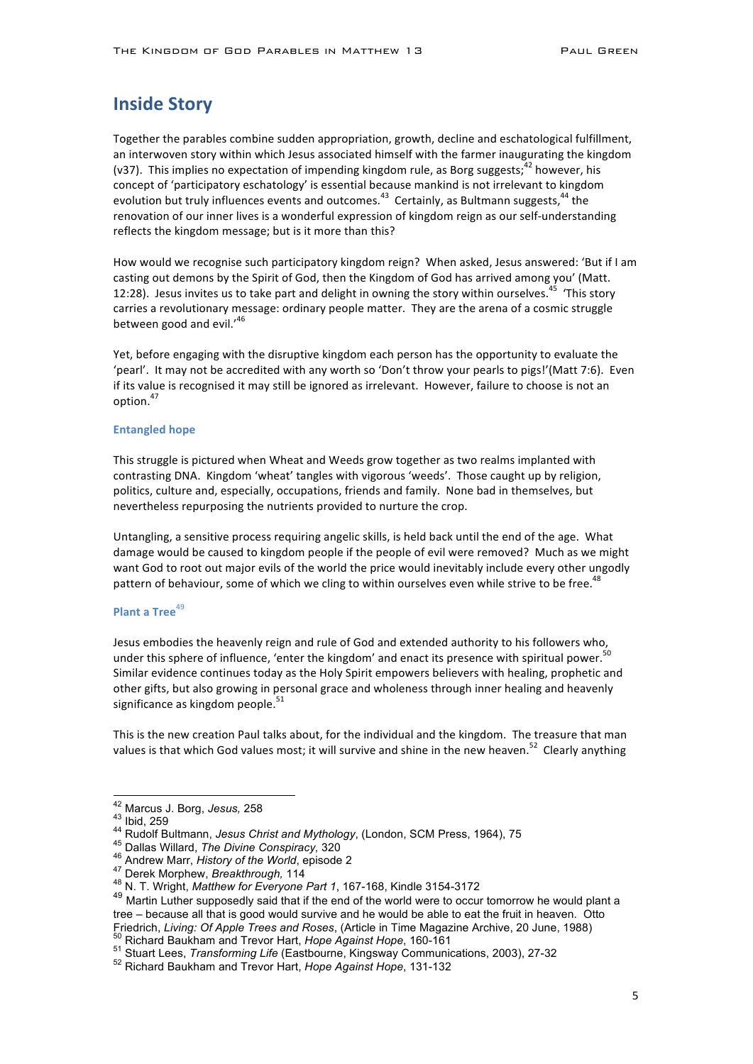## Inside Story

Together the parables combine sudden appropriation, growth, decline and eschatological fulfillment, an interwoven story within which Jesus associated himself with the farmer inaugurating the kingdom (v37). This implies no expectation of impending kingdom rule, as Borg suggests;[42] however, his concept of 'participatory eschatology' is essential because mankind is not irrelevant to kingdom evolution but truly influences events and outcomes.[43] Certainly, as Bultmann suggests,[44] the renovation of our inner lives is a wonderful expression of kingdom reign as our self-understanding reflects the kingdom message; but is it more than this?

How would we recognise such participatory kingdom reign? When asked, Jesus answered: 'But if I am casting out demons by the Spirit of God, then the Kingdom of God has arrived among you' (Matt. 12:28). Jesus invites us to take part and delight in owning the story within ourselves.[45] 'This story carries a revolutionary message: ordinary people matter. They are the arena of a cosmic struggle between good and evil.'[46]

Yet, before engaging with the disruptive kingdom each person has the opportunity to evaluate the 'pearl'. It may not be accredited with any worth so 'Don't throw your pearls to pigs!'(Matt 7:6). Even if its value is recognised it may still be ignored as irrelevant. However, failure to choose is not an option.[47]

### Entangled hope

This struggle is pictured when Wheat and Weeds grow together as two realms implanted with contrasting DNA. Kingdom 'wheat' tangles with vigorous 'weeds'. Those caught up by religion, politics, culture and, especially, occupations, friends and family. None bad in themselves, but nevertheless repurposing the nutrients provided to nurture the crop.

Untangling, a sensitive process requiring angelic skills, is held back until the end of the age. What damage would be caused to kingdom people if the people of evil were removed? Much as we might want God to root out major evils of the world the price would inevitably include every other ungodly pattern of behaviour, some of which we cling to within ourselves even while strive to be free.[48]

### Plant a Tree[49]

Jesus embodies the heavenly reign and rule of God and extended authority to his followers who, under this sphere of influence, 'enter the kingdom' and enact its presence with spiritual power.[50] Similar evidence continues today as the Holy Spirit empowers believers with healing, prophetic and other gifts, but also growing in personal grace and wholeness through inner healing and heavenly significance as kingdom people.[51]

This is the new creation Paul talks about, for the individual and the kingdom. The treasure that man values is that which God values most; it will survive and shine in the new heaven.[52] Clearly anything

---

[42] Marcus J. Borg, *Jesus,* 258

[43] Ibid, 259

[44] Rudolf Bultmann, *Jesus Christ and Mythology*, (London, SCM Press, 1964), 75

[45] Dallas Willard, *The Divine Conspiracy,* 320

[46] Andrew Marr, *History of the World*, episode 2

[47] Derek Morphew, *Breakthrough,* 114

[48] N. T. Wright, *Matthew for Everyone Part 1*, 167-168, Kindle 3154-3172

[49] Martin Luther supposedly said that if the end of the world were to occur tomorrow he would plant a tree – because all that is good would survive and he would be able to eat the fruit in heaven. Otto Friedrich, *Living: Of Apple Trees and Roses*, (Article in Time Magazine Archive, 20 June, 1988)

[50] Richard Baukham and Trevor Hart, *Hope Against Hope*, 160-161

[51] Stuart Lees, *Transforming Life* (Eastbourne, Kingsway Communications, 2003), 27-32

[52] Richard Baukham and Trevor Hart, *Hope Against Hope*, 131-132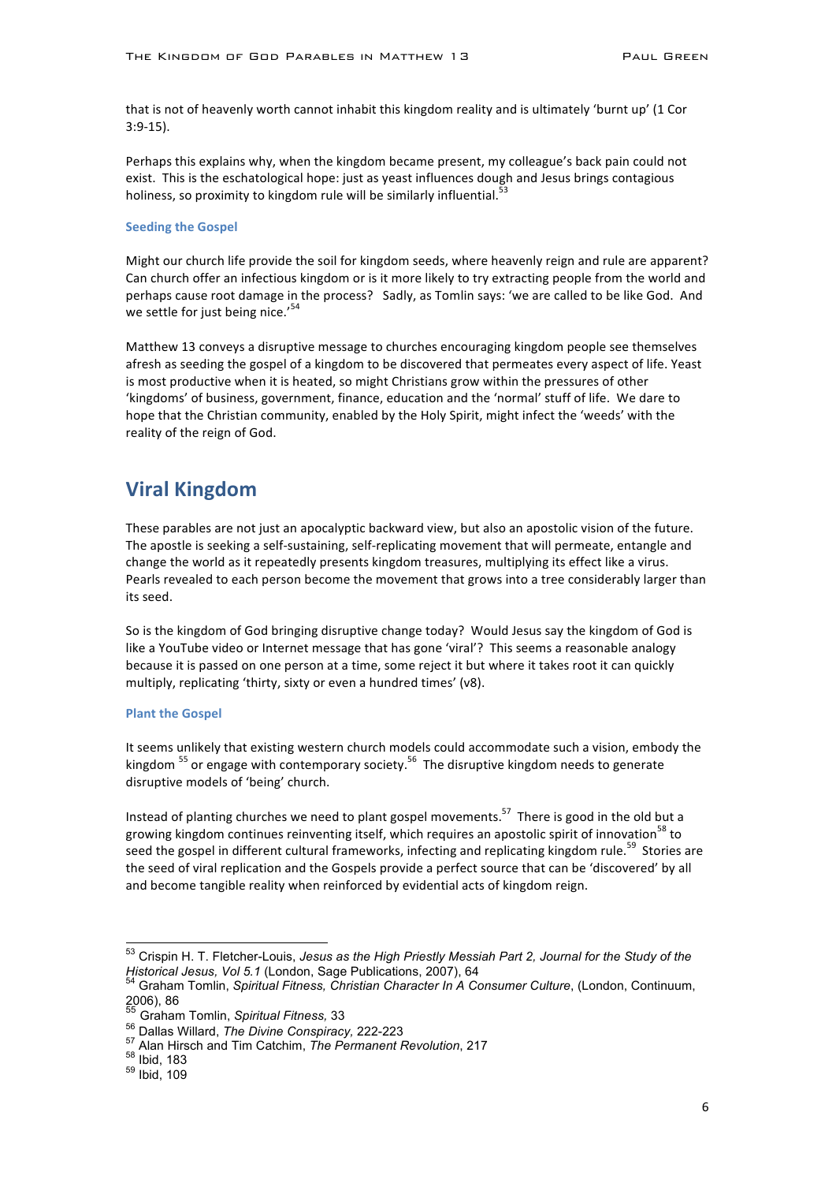that is not of heavenly worth cannot inhabit this kingdom reality and is ultimately 'burnt up' (1 Cor 3:9-15).

Perhaps this explains why, when the kingdom became present, my colleague's back pain could not exist. This is the eschatological hope: just as yeast influences dough and Jesus brings contagious holiness, so proximity to kingdom rule will be similarly influential.[53]

### Seeding the Gospel

Might our church life provide the soil for kingdom seeds, where heavenly reign and rule are apparent? Can church offer an infectious kingdom or is it more likely to try extracting people from the world and perhaps cause root damage in the process? Sadly, as Tomlin says: 'we are called to be like God. And we settle for just being nice.'[54]

Matthew 13 conveys a disruptive message to churches encouraging kingdom people see themselves afresh as seeding the gospel of a kingdom to be discovered that permeates every aspect of life. Yeast is most productive when it is heated, so might Christians grow within the pressures of other 'kingdoms' of business, government, finance, education and the 'normal' stuff of life. We dare to hope that the Christian community, enabled by the Holy Spirit, might infect the 'weeds' with the reality of the reign of God.

## Viral Kingdom

These parables are not just an apocalyptic backward view, but also an apostolic vision of the future. The apostle is seeking a self-sustaining, self-replicating movement that will permeate, entangle and change the world as it repeatedly presents kingdom treasures, multiplying its effect like a virus. Pearls revealed to each person become the movement that grows into a tree considerably larger than its seed.

So is the kingdom of God bringing disruptive change today? Would Jesus say the kingdom of God is like a YouTube video or Internet message that has gone 'viral'? This seems a reasonable analogy because it is passed on one person at a time, some reject it but where it takes root it can quickly multiply, replicating 'thirty, sixty or even a hundred times' (v8).

### Plant the Gospel

It seems unlikely that existing western church models could accommodate such a vision, embody the kingdom [55] or engage with contemporary society.[56] The disruptive kingdom needs to generate disruptive models of 'being' church.

Instead of planting churches we need to plant gospel movements.[57] There is good in the old but a growing kingdom continues reinventing itself, which requires an apostolic spirit of innovation[58] to seed the gospel in different cultural frameworks, infecting and replicating kingdom rule.[59] Stories are the seed of viral replication and the Gospels provide a perfect source that can be 'discovered' by all and become tangible reality when reinforced by evidential acts of kingdom reign.

---

[53] Crispin H. T. Fletcher-Louis, *Jesus as the High Priestly Messiah Part 2, Journal for the Study of the Historical Jesus, Vol 5.1* (London, Sage Publications, 2007), 64

[54] Graham Tomlin, *Spiritual Fitness, Christian Character In A Consumer Culture*, (London, Continuum, 2006), 86

[55] Graham Tomlin, *Spiritual Fitness,* 33

[56] Dallas Willard, *The Divine Conspiracy*, 222-223

[57] Alan Hirsch and Tim Catchim, *The Permanent Revolution*, 217

[58] Ibid, 183

[59] Ibid, 109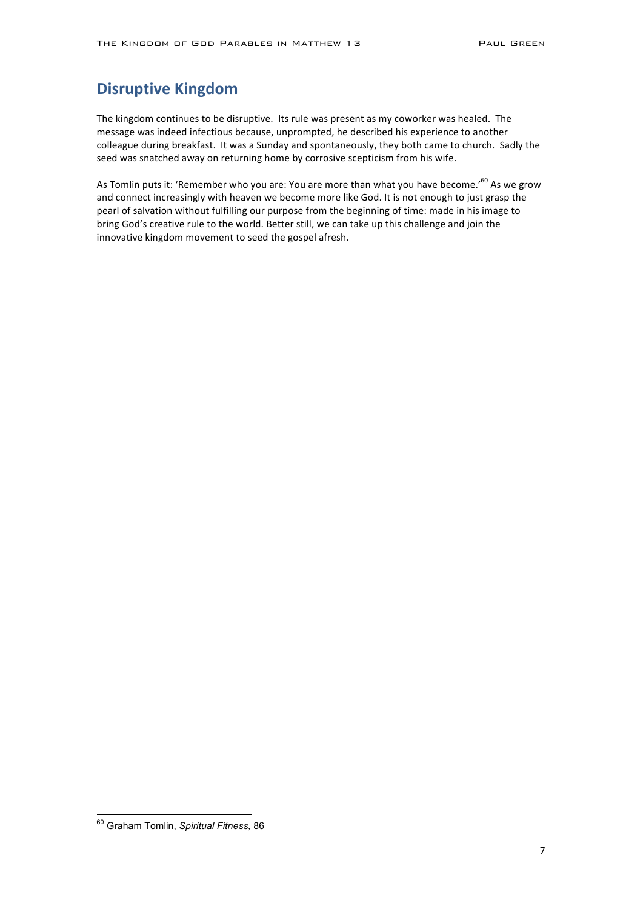## Disruptive Kingdom

The kingdom continues to be disruptive. Its rule was present as my coworker was healed. The message was indeed infectious because, unprompted, he described his experience to another colleague during breakfast. It was a Sunday and spontaneously, they both came to church. Sadly the seed was snatched away on returning home by corrosive scepticism from his wife.

As Tomlin puts it: 'Remember who you are: You are more than what you have become.'[60] As we grow and connect increasingly with heaven we become more like God. It is not enough to just grasp the pearl of salvation without fulfilling our purpose from the beginning of time: made in his image to bring God's creative rule to the world. Better still, we can take up this challenge and join the innovative kingdom movement to seed the gospel afresh.

---

[60] Graham Tomlin, *Spiritual Fitness,* 86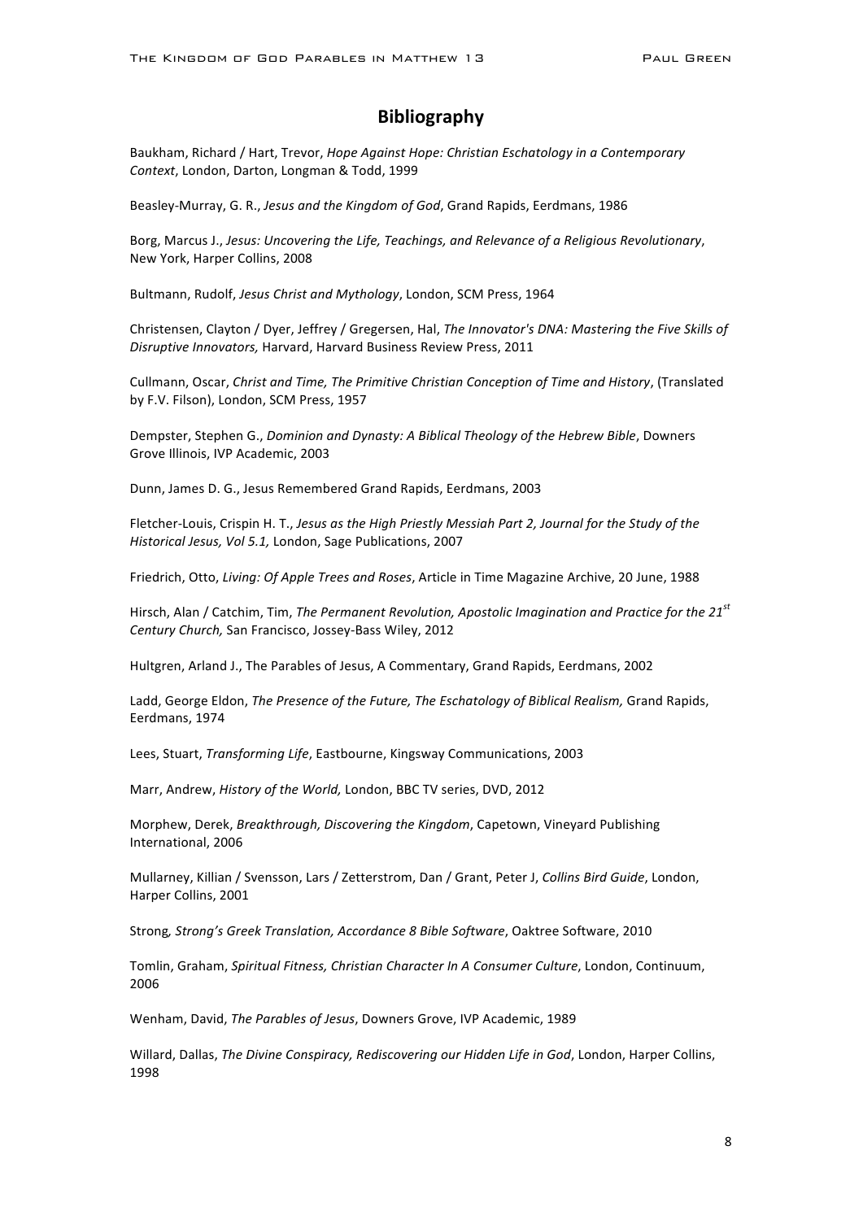## Bibliography

Baukham, Richard / Hart, Trevor, *Hope Against Hope: Christian Eschatology in a Contemporary Context*, London, Darton, Longman & Todd, 1999

Beasley-Murray, G. R., *Jesus and the Kingdom of God*, Grand Rapids, Eerdmans, 1986

Borg, Marcus J., *Jesus: Uncovering the Life, Teachings, and Relevance of a Religious Revolutionary*, New York, Harper Collins, 2008

Bultmann, Rudolf, *Jesus Christ and Mythology*, London, SCM Press, 1964

Christensen, Clayton / Dyer, Jeffrey / Gregersen, Hal, *The Innovator's DNA: Mastering the Five Skills of Disruptive Innovators,* Harvard, Harvard Business Review Press, 2011

Cullmann, Oscar, *Christ and Time, The Primitive Christian Conception of Time and History*, (Translated by F.V. Filson), London, SCM Press, 1957

Dempster, Stephen G., *Dominion and Dynasty: A Biblical Theology of the Hebrew Bible*, Downers Grove Illinois, IVP Academic, 2003

Dunn, James D. G., Jesus Remembered Grand Rapids, Eerdmans, 2003

Fletcher-Louis, Crispin H. T., *Jesus as the High Priestly Messiah Part 2, Journal for the Study of the Historical Jesus, Vol 5.1,* London, Sage Publications, 2007

Friedrich, Otto, *Living: Of Apple Trees and Roses*, Article in Time Magazine Archive, 20 June, 1988

Hirsch, Alan / Catchim, Tim, *The Permanent Revolution, Apostolic Imagination and Practice for the 21st Century Church,* San Francisco, Jossey-Bass Wiley, 2012

Hultgren, Arland J., The Parables of Jesus, A Commentary, Grand Rapids, Eerdmans, 2002

Ladd, George Eldon, *The Presence of the Future, The Eschatology of Biblical Realism,* Grand Rapids, Eerdmans, 1974

Lees, Stuart, *Transforming Life*, Eastbourne, Kingsway Communications, 2003

Marr, Andrew, *History of the World,* London, BBC TV series, DVD, 2012

Morphew, Derek, *Breakthrough, Discovering the Kingdom*, Capetown, Vineyard Publishing International, 2006

Mullarney, Killian / Svensson, Lars / Zetterstrom, Dan / Grant, Peter J, *Collins Bird Guide*, London, Harper Collins, 2001

Strong*, Strong's Greek Translation, Accordance 8 Bible Software*, Oaktree Software, 2010

Tomlin, Graham, *Spiritual Fitness, Christian Character In A Consumer Culture*, London, Continuum, 2006

Wenham, David, *The Parables of Jesus*, Downers Grove, IVP Academic, 1989

Willard, Dallas, *The Divine Conspiracy, Rediscovering our Hidden Life in God*, London, Harper Collins, 1998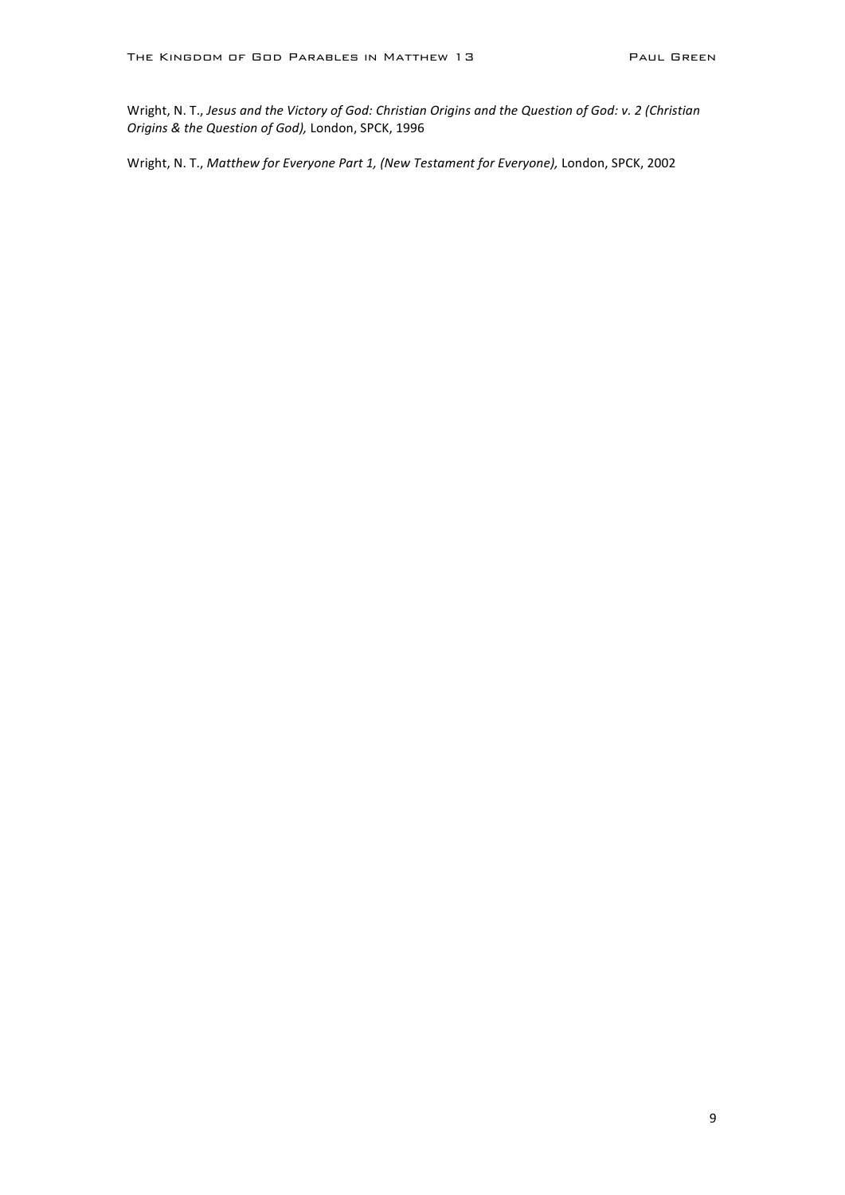Wright, N. T., *Jesus and the Victory of God: Christian Origins and the Question of God: v. 2 (Christian Origins & the Question of God),* London, SPCK, 1996

Wright, N. T., *Matthew for Everyone Part 1, (New Testament for Everyone),* London, SPCK, 2002